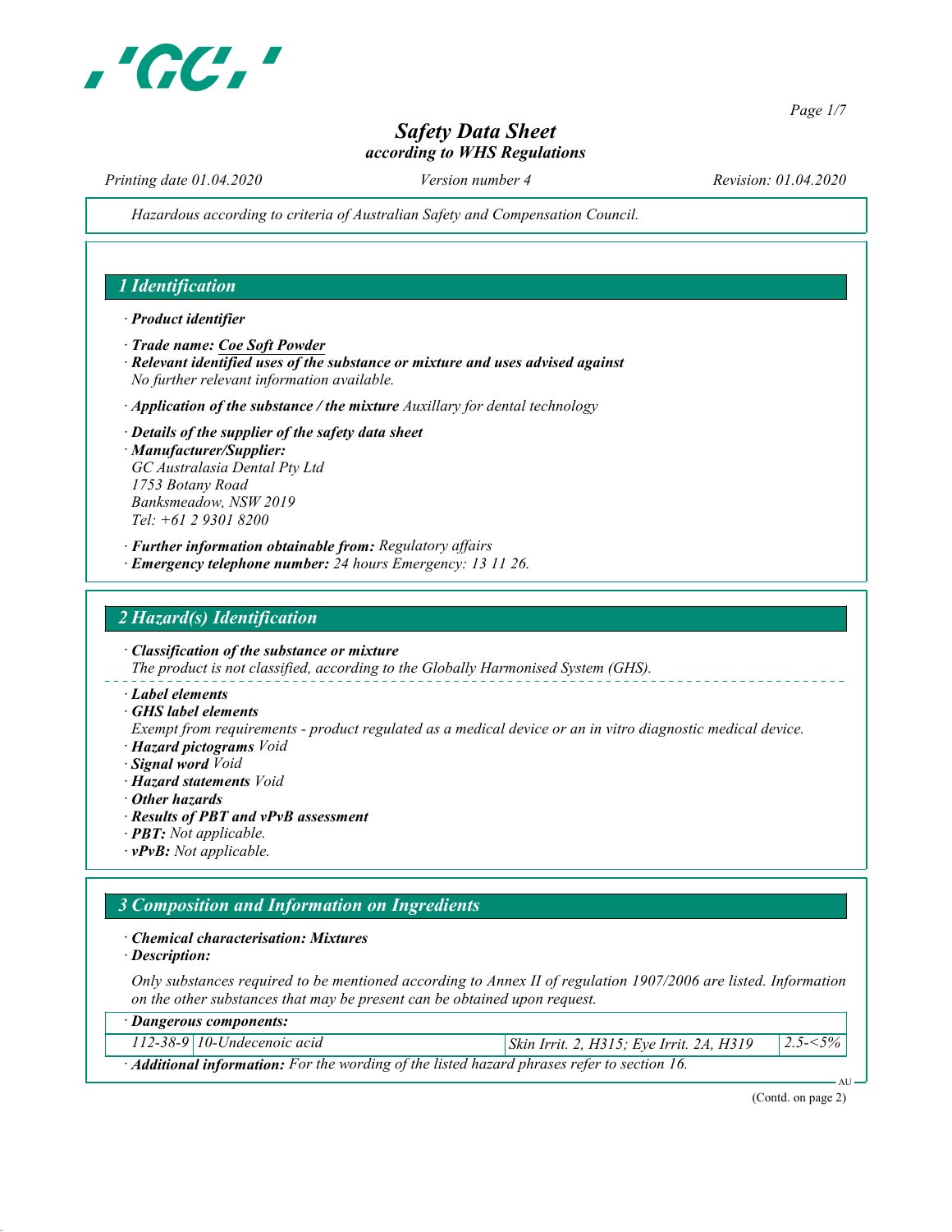# Safety Data Sheet
*according to WHS Regulations*

*Printing date 01.04.2020* *Version number 4* *Revision: 01.04.2020*

*Hazardous according to criteria of Australian Safety and Compensation Council.*

## 1 Identification

· **Product identifier**

· **Trade name: Coe Soft Powder**

· **Relevant identified uses of the substance or mixture and uses advised against**
*No further relevant information available.*

· **Application of the substance / the mixture** *Auxillary for dental technology*

· **Details of the supplier of the safety data sheet**

· **Manufacturer/Supplier:**
*GC Australasia Dental Pty Ltd*
*1753 Botany Road*
*Banksmeadow, NSW 2019*
*Tel: +61 2 9301 8200*

· **Further information obtainable from:** *Regulatory affairs*

· **Emergency telephone number:** *24 hours Emergency: 13 11 26.*

## 2 Hazard(s) Identification

· **Classification of the substance or mixture**
*The product is not classified, according to the Globally Harmonised System (GHS).*

· **Label elements**

· **GHS label elements**
*Exempt from requirements - product regulated as a medical device or an in vitro diagnostic medical device.*

· **Hazard pictograms** *Void*

· **Signal word** *Void*

· **Hazard statements** *Void*

· **Other hazards**

· **Results of PBT and vPvB assessment**

· **PBT:** *Not applicable.*

· **vPvB:** *Not applicable.*

## 3 Composition and Information on Ingredients

· **Chemical characterisation: Mixtures**

· **Description:**

*Only substances required to be mentioned according to Annex II of regulation 1907/2006 are listed. Information on the other substances that may be present can be obtained upon request.*

| · **Dangerous components:** | | | |
|---|---|---|---|
| 112-38-9 | 10-Undecenoic acid | Skin Irrit. 2, H315; Eye Irrit. 2A, H319 | 2.5-<5% |

· **Additional information:** *For the wording of the listed hazard phrases refer to section 16.*

(Contd. on page 2)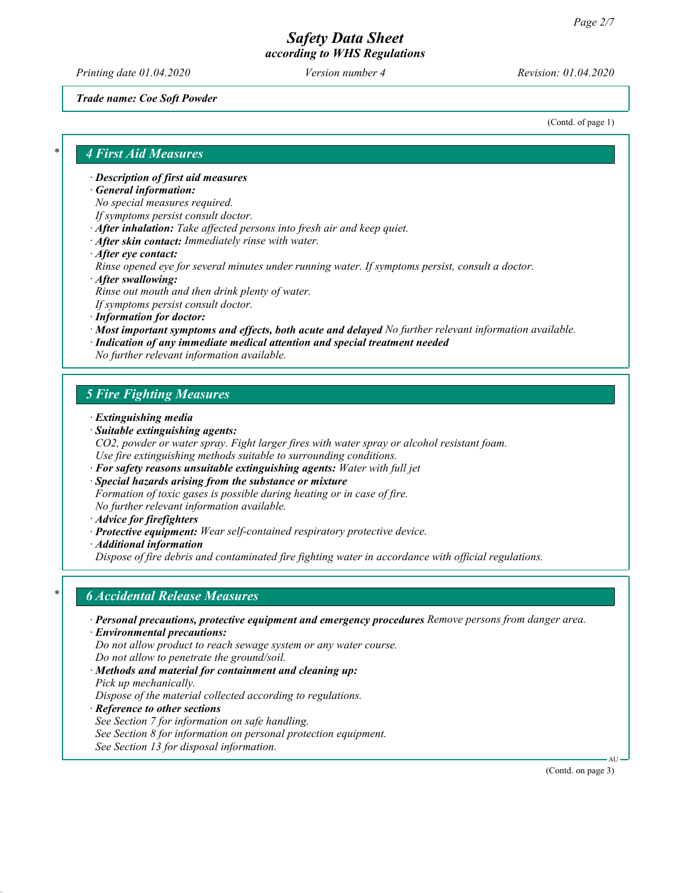*Trade name: Coe Soft Powder*

(Contd. of page 1)

## 4 First Aid Measures

- ***Description of first aid measures***
- ***General information:***
  *No special measures required.*
  *If symptoms persist consult doctor.*
- ***After inhalation:*** *Take affected persons into fresh air and keep quiet.*
- ***After skin contact:*** *Immediately rinse with water.*
- ***After eye contact:***
  *Rinse opened eye for several minutes under running water. If symptoms persist, consult a doctor.*
- ***After swallowing:***
  *Rinse out mouth and then drink plenty of water.*
  *If symptoms persist consult doctor.*
- ***Information for doctor:***
- ***Most important symptoms and effects, both acute and delayed*** *No further relevant information available.*
- ***Indication of any immediate medical attention and special treatment needed***
  *No further relevant information available.*

## 5 Fire Fighting Measures

- ***Extinguishing media***
- ***Suitable extinguishing agents:***
  *$CO_2$, powder or water spray. Fight larger fires with water spray or alcohol resistant foam.*
  *Use fire extinguishing methods suitable to surrounding conditions.*
- ***For safety reasons unsuitable extinguishing agents:*** *Water with full jet*
- ***Special hazards arising from the substance or mixture***
  *Formation of toxic gases is possible during heating or in case of fire.*
  *No further relevant information available.*
- ***Advice for firefighters***
- ***Protective equipment:*** *Wear self-contained respiratory protective device.*
- ***Additional information***
  *Dispose of fire debris and contaminated fire fighting water in accordance with official regulations.*

## 6 Accidental Release Measures

- ***Personal precautions, protective equipment and emergency procedures*** *Remove persons from danger area.*
- ***Environmental precautions:***
  *Do not allow product to reach sewage system or any water course.*
  *Do not allow to penetrate the ground/soil.*
- ***Methods and material for containment and cleaning up:***
  *Pick up mechanically.*
  *Dispose of the material collected according to regulations.*
- ***Reference to other sections***
  *See Section 7 for information on safe handling.*
  *See Section 8 for information on personal protection equipment.*
  *See Section 13 for disposal information.*

(Contd. on page 3)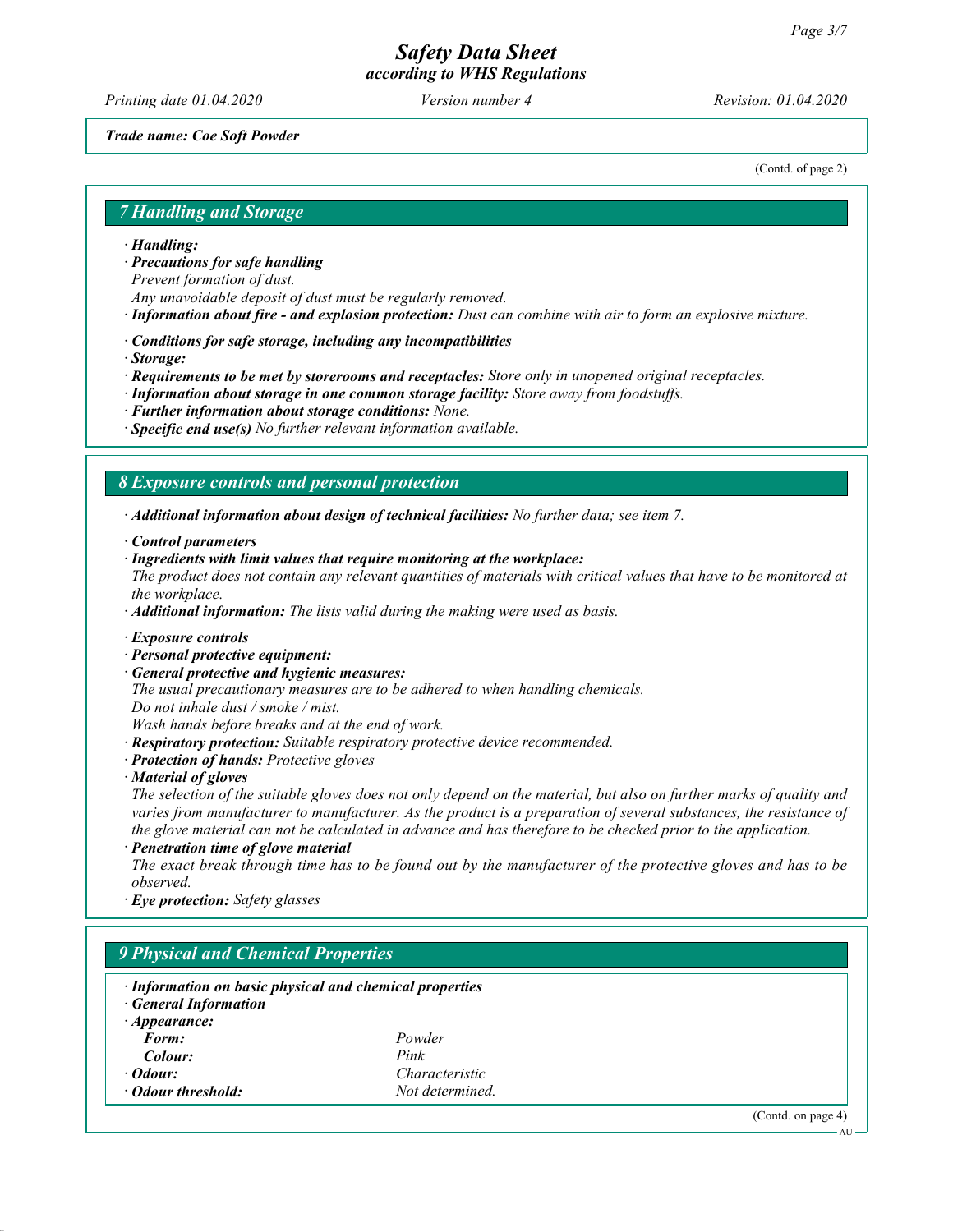*Trade name: Coe Soft Powder*

(Contd. of page 2)

## 7 Handling and Storage

- · ***Handling:***
- · ***Precautions for safe handling***
  *Prevent formation of dust.*
  *Any unavoidable deposit of dust must be regularly removed.*
- · ***Information about fire - and explosion protection:*** *Dust can combine with air to form an explosive mixture.*
- · ***Conditions for safe storage, including any incompatibilities***
- · ***Storage:***
- · ***Requirements to be met by storerooms and receptacles:*** *Store only in unopened original receptacles.*
- · ***Information about storage in one common storage facility:*** *Store away from foodstuffs.*
- · ***Further information about storage conditions:*** *None.*
- · ***Specific end use(s)*** *No further relevant information available.*

## 8 Exposure controls and personal protection

- · ***Additional information about design of technical facilities:*** *No further data; see item 7.*
- · ***Control parameters***
- · ***Ingredients with limit values that require monitoring at the workplace:***
  *The product does not contain any relevant quantities of materials with critical values that have to be monitored at the workplace.*
- · ***Additional information:*** *The lists valid during the making were used as basis.*
- · ***Exposure controls***
- · ***Personal protective equipment:***
- · ***General protective and hygienic measures:***
  *The usual precautionary measures are to be adhered to when handling chemicals.*
  *Do not inhale dust / smoke / mist.*
  *Wash hands before breaks and at the end of work.*
- · ***Respiratory protection:*** *Suitable respiratory protective device recommended.*
- · ***Protection of hands:*** *Protective gloves*
- · ***Material of gloves***
  *The selection of the suitable gloves does not only depend on the material, but also on further marks of quality and varies from manufacturer to manufacturer. As the product is a preparation of several substances, the resistance of the glove material can not be calculated in advance and has therefore to be checked prior to the application.*
- · ***Penetration time of glove material***
  *The exact break through time has to be found out by the manufacturer of the protective gloves and has to be observed.*
- · ***Eye protection:*** *Safety glasses*

## 9 Physical and Chemical Properties

- · ***Information on basic physical and chemical properties***
- · ***General Information***
- · ***Appearance:***

| | |
|---|---|
| ***Form:*** | *Powder* |
| ***Colour:*** | *Pink* |
| · ***Odour:*** | *Characteristic* |
| · ***Odour threshold:*** | *Not determined.* |

(Contd. on page 4)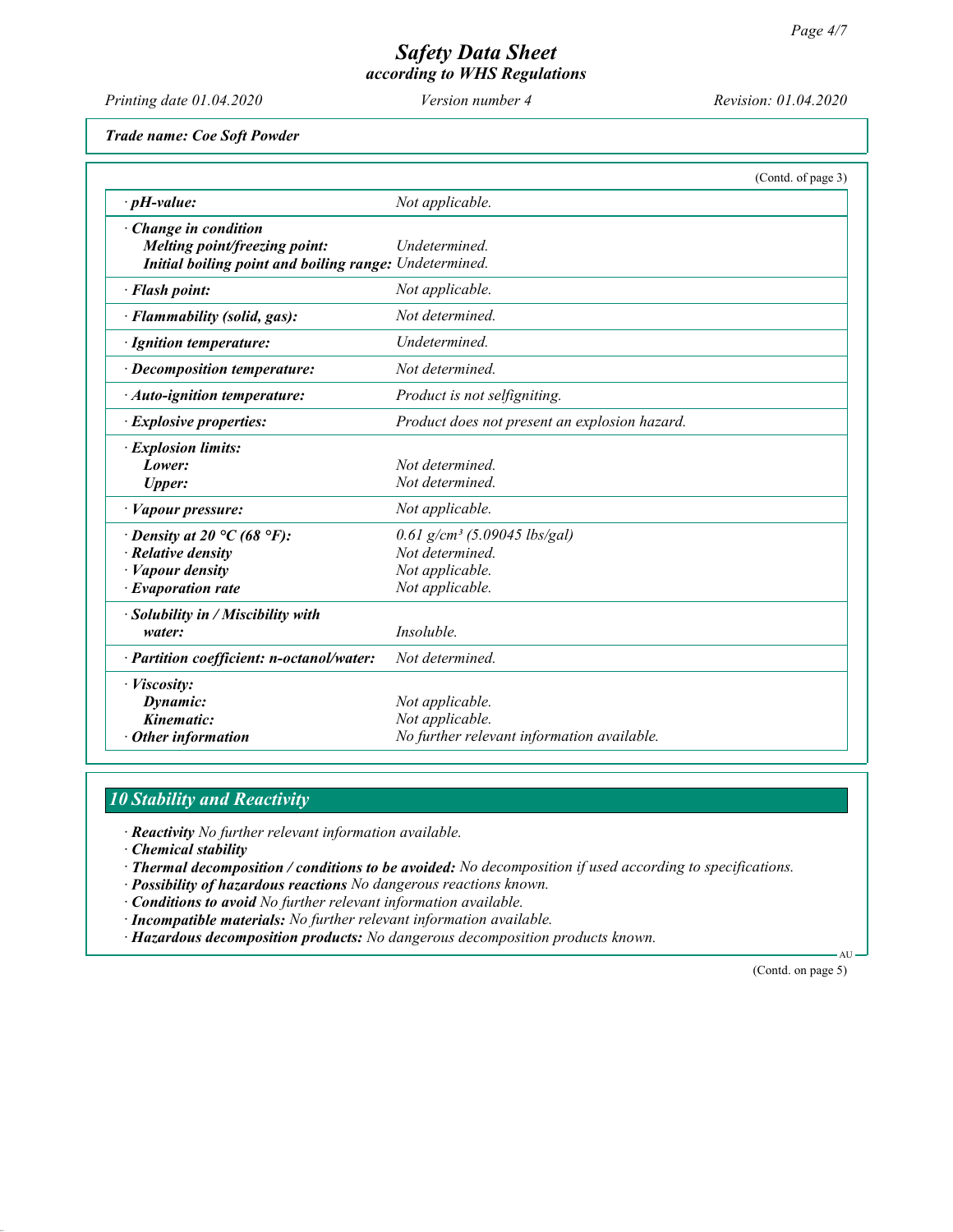**Trade name: Coe Soft Powder**

(Contd. of page 3)

| | |
|---|---|
| · **pH-value:** | Not applicable. |
| · **Change in condition** | |
| **Melting point/freezing point:** | Undetermined. |
| **Initial boiling point and boiling range:** | Undetermined. |
| · **Flash point:** | Not applicable. |
| · **Flammability (solid, gas):** | Not determined. |
| · **Ignition temperature:** | Undetermined. |
| · **Decomposition temperature:** | Not determined. |
| · **Auto-ignition temperature:** | Product is not selfigniting. |
| · **Explosive properties:** | Product does not present an explosion hazard. |
| · **Explosion limits:** | |
| **Lower:** | Not determined. |
| **Upper:** | Not determined. |
| · **Vapour pressure:** | Not applicable. |
| · **Density at 20 °C (68 °F):** | 0.61 g/cm³ (5.09045 lbs/gal) |
| · **Relative density** | Not determined. |
| · **Vapour density** | Not applicable. |
| · **Evaporation rate** | Not applicable. |
| · **Solubility in / Miscibility with** | |
| **water:** | Insoluble. |
| · **Partition coefficient: n-octanol/water:** | Not determined. |
| · **Viscosity:** | |
| **Dynamic:** | Not applicable. |
| **Kinematic:** | Not applicable. |
| · **Other information** | No further relevant information available. |

## 10 Stability and Reactivity

· **Reactivity** No further relevant information available.
· **Chemical stability**
· **Thermal decomposition / conditions to be avoided:** No decomposition if used according to specifications.
· **Possibility of hazardous reactions** No dangerous reactions known.
· **Conditions to avoid** No further relevant information available.
· **Incompatible materials:** No further relevant information available.
· **Hazardous decomposition products:** No dangerous decomposition products known.

(Contd. on page 5)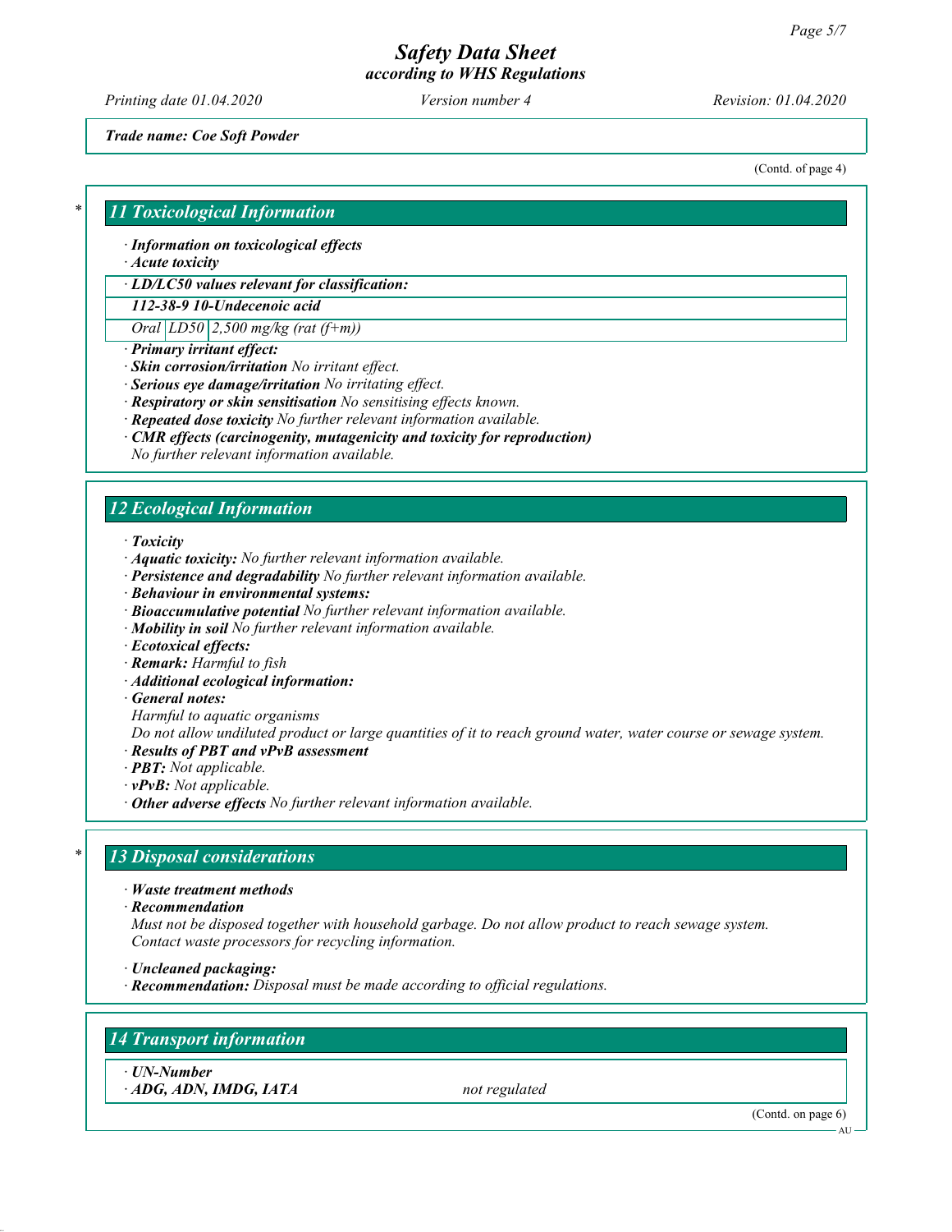*Trade name: Coe Soft Powder*

(Contd. of page 4)

## 11 Toxicological Information

· **Information on toxicological effects**
· **Acute toxicity**

| · LD/LC50 values relevant for classification: | | |
|---|---|---|
| **112-38-9 10-Undecenoic acid** | | |
| Oral | LD50 | 2,500 mg/kg (rat (f+m)) |

· **Primary irritant effect:**
· **Skin corrosion/irritation** No irritant effect.
· **Serious eye damage/irritation** No irritating effect.
· **Respiratory or skin sensitisation** No sensitising effects known.
· **Repeated dose toxicity** No further relevant information available.
· **CMR effects (carcinogenity, mutagenicity and toxicity for reproduction)**
No further relevant information available.

## 12 Ecological Information

· **Toxicity**
· **Aquatic toxicity:** No further relevant information available.
· **Persistence and degradability** No further relevant information available.
· **Behaviour in environmental systems:**
· **Bioaccumulative potential** No further relevant information available.
· **Mobility in soil** No further relevant information available.
· **Ecotoxical effects:**
· **Remark:** Harmful to fish
· **Additional ecological information:**
· **General notes:**
Harmful to aquatic organisms
Do not allow undiluted product or large quantities of it to reach ground water, water course or sewage system.
· **Results of PBT and vPvB assessment**
· **PBT:** Not applicable.
· **vPvB:** Not applicable.
· **Other adverse effects** No further relevant information available.

## 13 Disposal considerations

· **Waste treatment methods**
· **Recommendation**
Must not be disposed together with household garbage. Do not allow product to reach sewage system.
Contact waste processors for recycling information.

· **Uncleaned packaging:**
· **Recommendation:** Disposal must be made according to official regulations.

## 14 Transport information

| · UN-Number | |
|---|---|
| · ADG, ADN, IMDG, IATA | not regulated |

(Contd. on page 6)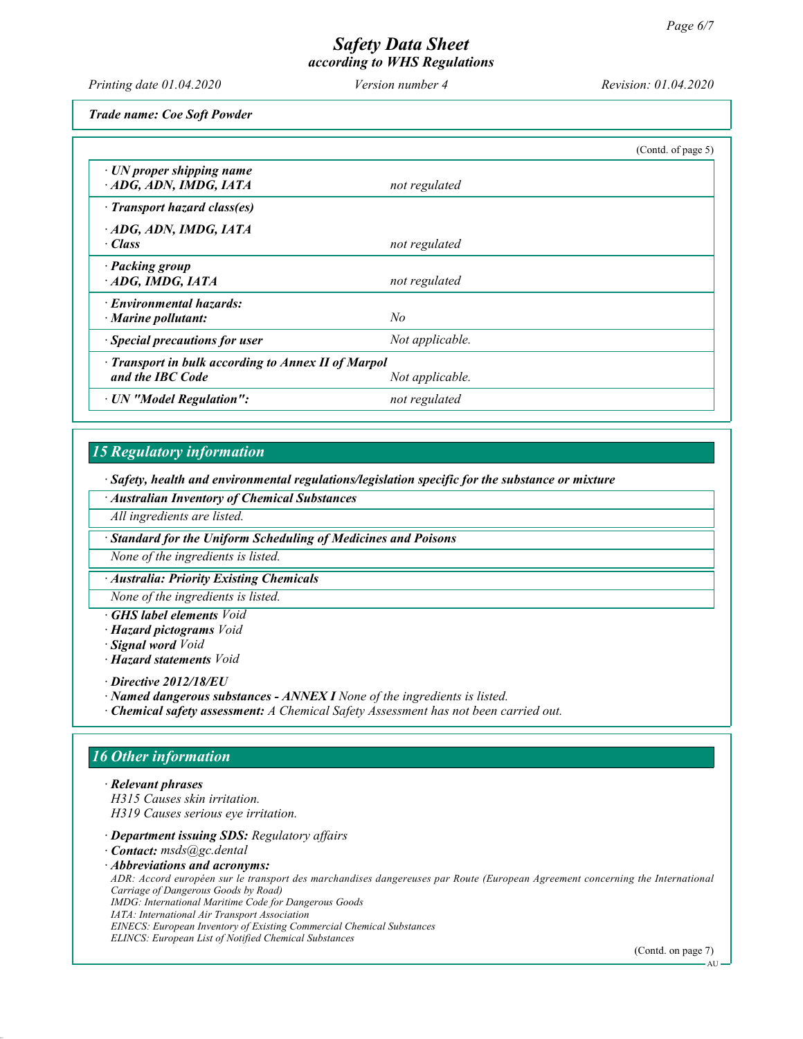*Trade name: Coe Soft Powder*

(Contd. of page 5)

| | |
|---|---|
| **· UN proper shipping name** **· ADG, ADN, IMDG, IATA** | *not regulated* |
| **· Transport hazard class(es)** | |
| **· ADG, ADN, IMDG, IATA** **· Class** | *not regulated* |
| **· Packing group** **· ADG, IMDG, IATA** | *not regulated* |
| **· Environmental hazards:** **· Marine pollutant:** | *No* |
| **· Special precautions for user** | *Not applicable.* |
| **· Transport in bulk according to Annex II of Marpol and the IBC Code** | *Not applicable.* |
| **· UN "Model Regulation":** | *not regulated* |

## 15 Regulatory information

**· Safety, health and environmental regulations/legislation specific for the substance or mixture**

**· Australian Inventory of Chemical Substances**

*All ingredients are listed.*

**· Standard for the Uniform Scheduling of Medicines and Poisons**

*None of the ingredients is listed.*

**· Australia: Priority Existing Chemicals**

*None of the ingredients is listed.*

**· GHS label elements** *Void*
**· Hazard pictograms** *Void*
**· Signal word** *Void*
**· Hazard statements** *Void*

**· Directive 2012/18/EU**
**· Named dangerous substances - ANNEX I** *None of the ingredients is listed.*
**· Chemical safety assessment:** *A Chemical Safety Assessment has not been carried out.*

## 16 Other information

**· Relevant phrases**
*H315 Causes skin irritation.*
*H319 Causes serious eye irritation.*

**· Department issuing SDS:** *Regulatory affairs*
**· Contact:** *msds@gc.dental*
**· Abbreviations and acronyms:**
*ADR: Accord européen sur le transport des marchandises dangereuses par Route (European Agreement concerning the International Carriage of Dangerous Goods by Road)*
*IMDG: International Maritime Code for Dangerous Goods*
*IATA: International Air Transport Association*
*EINECS: European Inventory of Existing Commercial Chemical Substances*
*ELINCS: European List of Notified Chemical Substances*

(Contd. on page 7)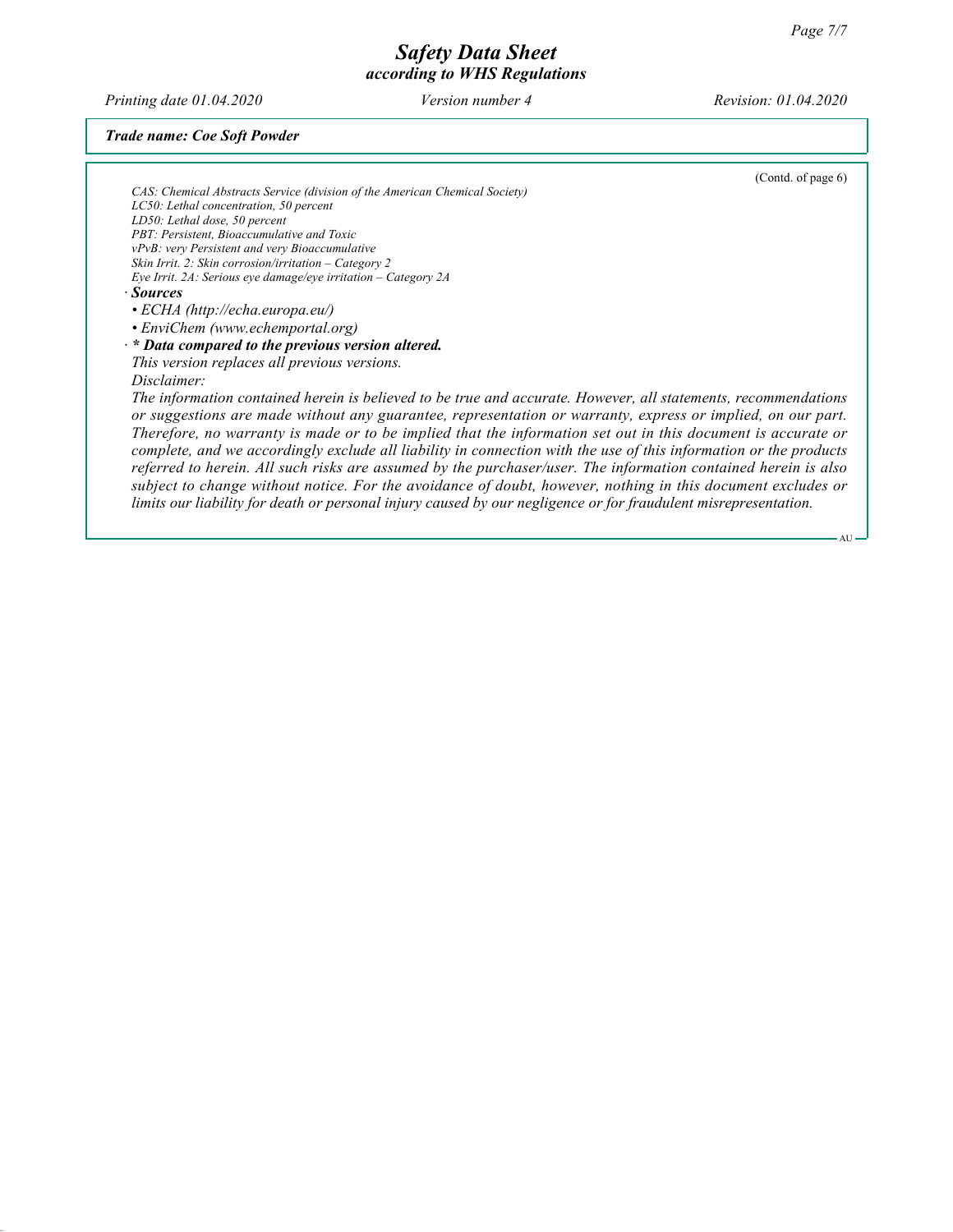*Trade name: Coe Soft Powder*

(Contd. of page 6)

*CAS: Chemical Abstracts Service (division of the American Chemical Society)*
*LC50: Lethal concentration, 50 percent*
*LD50: Lethal dose, 50 percent*
*PBT: Persistent, Bioaccumulative and Toxic*
*vPvB: very Persistent and very Bioaccumulative*
*Skin Irrit. 2: Skin corrosion/irritation – Category 2*
*Eye Irrit. 2A: Serious eye damage/eye irritation – Category 2A*

· ***Sources***

- *ECHA (http://echa.europa.eu/)*
- *EnviChem (www.echemportal.org)*

· ***\* Data compared to the previous version altered.***

*This version replaces all previous versions.*

*Disclaimer:*

*The information contained herein is believed to be true and accurate. However, all statements, recommendations or suggestions are made without any guarantee, representation or warranty, express or implied, on our part. Therefore, no warranty is made or to be implied that the information set out in this document is accurate or complete, and we accordingly exclude all liability in connection with the use of this information or the products referred to herein. All such risks are assumed by the purchaser/user. The information contained herein is also subject to change without notice. For the avoidance of doubt, however, nothing in this document excludes or limits our liability for death or personal injury caused by our negligence or for fraudulent misrepresentation.*